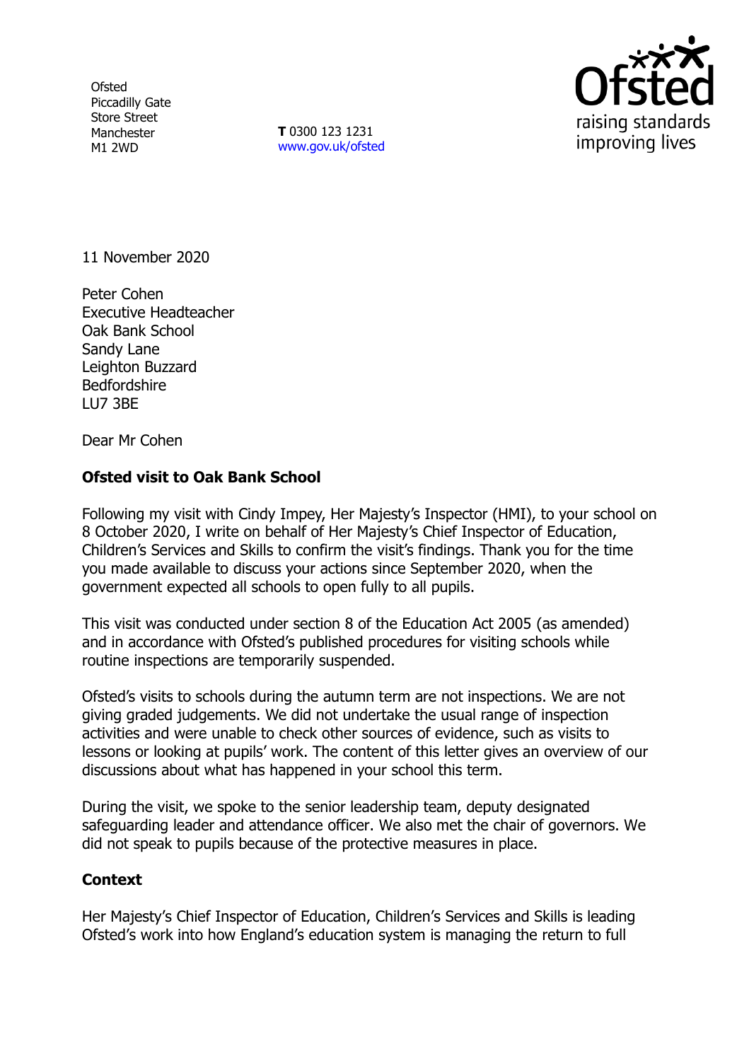Ofsted
Piccadilly Gate
Store Street
Manchester
M1 2WD

**T** 0300 123 1231
www.gov.uk/ofsted

11 November 2020

Peter Cohen
Executive Headteacher
Oak Bank School
Sandy Lane
Leighton Buzzard
Bedfordshire
LU7 3BE

Dear Mr Cohen

**Ofsted visit to Oak Bank School**

Following my visit with Cindy Impey, Her Majesty's Inspector (HMI), to your school on 8 October 2020, I write on behalf of Her Majesty's Chief Inspector of Education, Children's Services and Skills to confirm the visit's findings. Thank you for the time you made available to discuss your actions since September 2020, when the government expected all schools to open fully to all pupils.

This visit was conducted under section 8 of the Education Act 2005 (as amended) and in accordance with Ofsted's published procedures for visiting schools while routine inspections are temporarily suspended.

Ofsted's visits to schools during the autumn term are not inspections. We are not giving graded judgements. We did not undertake the usual range of inspection activities and were unable to check other sources of evidence, such as visits to lessons or looking at pupils' work. The content of this letter gives an overview of our discussions about what has happened in your school this term.

During the visit, we spoke to the senior leadership team, deputy designated safeguarding leader and attendance officer. We also met the chair of governors. We did not speak to pupils because of the protective measures in place.

**Context**

Her Majesty's Chief Inspector of Education, Children's Services and Skills is leading Ofsted's work into how England's education system is managing the return to full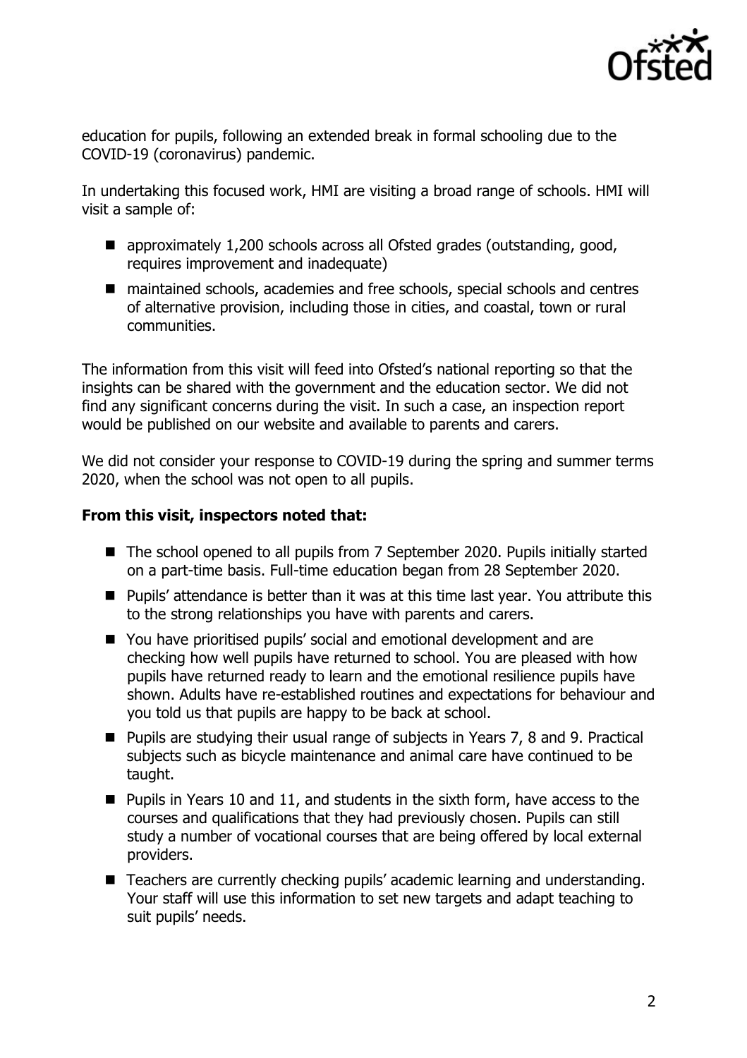education for pupils, following an extended break in formal schooling due to the COVID-19 (coronavirus) pandemic.

In undertaking this focused work, HMI are visiting a broad range of schools. HMI will visit a sample of:

- approximately 1,200 schools across all Ofsted grades (outstanding, good, requires improvement and inadequate)
- maintained schools, academies and free schools, special schools and centres of alternative provision, including those in cities, and coastal, town or rural communities.

The information from this visit will feed into Ofsted's national reporting so that the insights can be shared with the government and the education sector. We did not find any significant concerns during the visit. In such a case, an inspection report would be published on our website and available to parents and carers.

We did not consider your response to COVID-19 during the spring and summer terms 2020, when the school was not open to all pupils.

**From this visit, inspectors noted that:**

- The school opened to all pupils from 7 September 2020. Pupils initially started on a part-time basis. Full-time education began from 28 September 2020.
- Pupils' attendance is better than it was at this time last year. You attribute this to the strong relationships you have with parents and carers.
- You have prioritised pupils' social and emotional development and are checking how well pupils have returned to school. You are pleased with how pupils have returned ready to learn and the emotional resilience pupils have shown. Adults have re-established routines and expectations for behaviour and you told us that pupils are happy to be back at school.
- Pupils are studying their usual range of subjects in Years 7, 8 and 9. Practical subjects such as bicycle maintenance and animal care have continued to be taught.
- Pupils in Years 10 and 11, and students in the sixth form, have access to the courses and qualifications that they had previously chosen. Pupils can still study a number of vocational courses that are being offered by local external providers.
- Teachers are currently checking pupils' academic learning and understanding. Your staff will use this information to set new targets and adapt teaching to suit pupils' needs.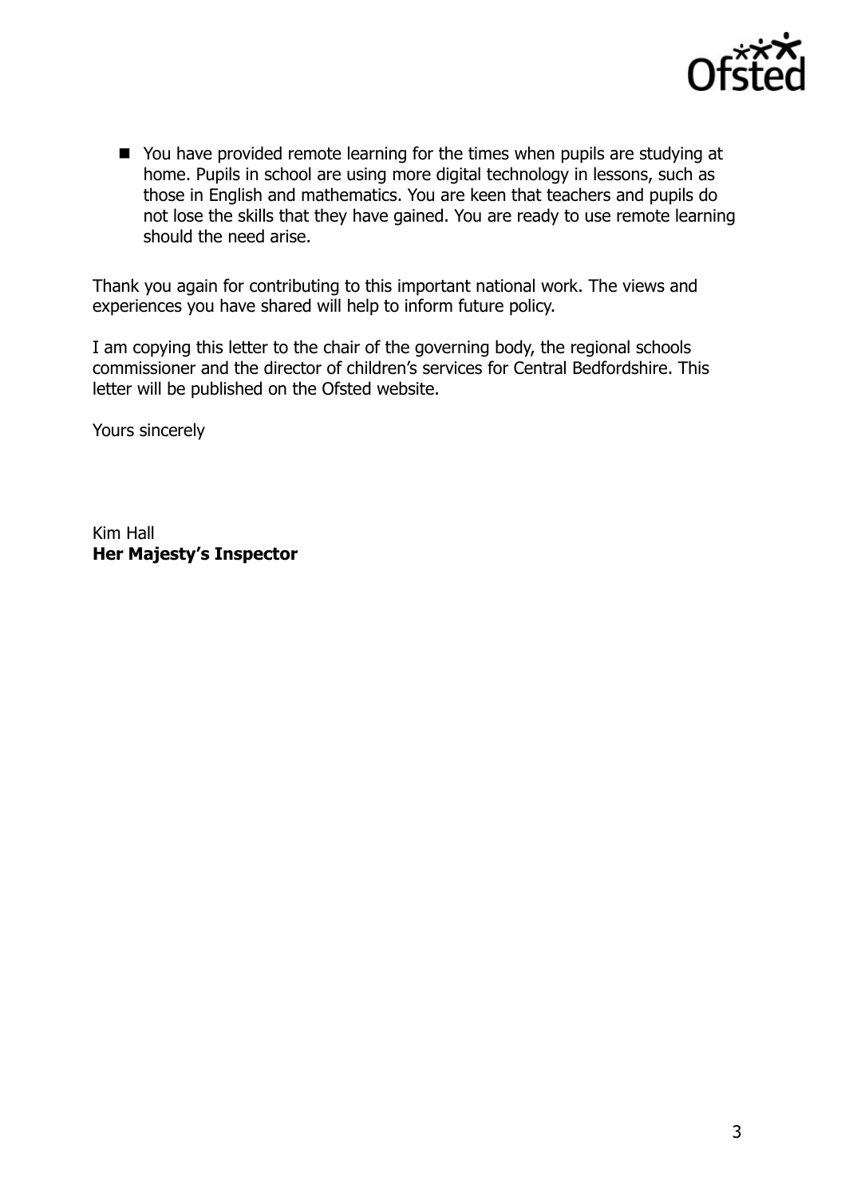- You have provided remote learning for the times when pupils are studying at home. Pupils in school are using more digital technology in lessons, such as those in English and mathematics. You are keen that teachers and pupils do not lose the skills that they have gained. You are ready to use remote learning should the need arise.

Thank you again for contributing to this important national work. The views and experiences you have shared will help to inform future policy.

I am copying this letter to the chair of the governing body, the regional schools commissioner and the director of children's services for Central Bedfordshire. This letter will be published on the Ofsted website.

Yours sincerely

Kim Hall
**Her Majesty's Inspector**